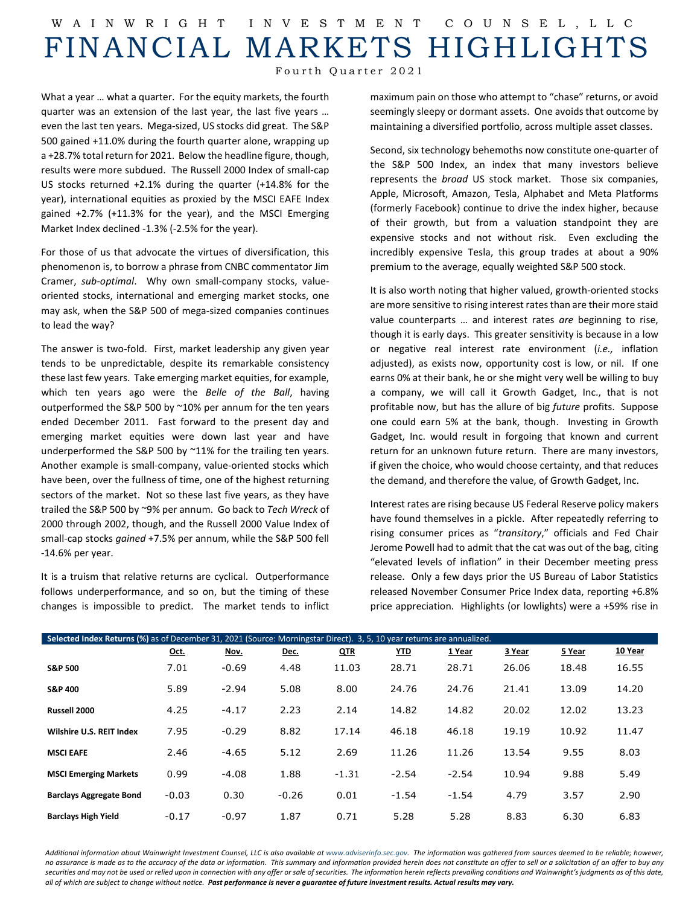W A I N W R I G H T I N V E S T M E N T C O U N S E L , L L C

# FINANCIAL MARKETS HIGHLIGHTS

Fourth Quarter 2021

What a year … what a quarter. For the equity markets, the fourth quarter was an extension of the last year, the last five years … even the last ten years. Mega-sized, US stocks did great. The S&P 500 gained +11.0% during the fourth quarter alone, wrapping up a +28.7% total return for 2021. Below the headline figure, though, results were more subdued. The Russell 2000 Index of small-cap US stocks returned +2.1% during the quarter (+14.8% for the year), international equities as proxied by the MSCI EAFE Index gained +2.7% (+11.3% for the year), and the MSCI Emerging Market Index declined -1.3% (-2.5% for the year).

For those of us that advocate the virtues of diversification, this phenomenon is, to borrow a phrase from CNBC commentator Jim Cramer, *sub-optimal*. Why own small-company stocks, value-oriented stocks, international and emerging market stocks, one may ask, when the S&P 500 of mega-sized companies continues to lead the way?

The answer is two-fold. First, market leadership any given year tends to be unpredictable, despite its remarkable consistency these last few years. Take emerging market equities, for example, which ten years ago were the *Belle of the Ball*, having outperformed the S&P 500 by ~10% per annum for the ten years ended December 2011. Fast forward to the present day and emerging market equities were down last year and have underperformed the S&P 500 by ~11% for the trailing ten years. Another example is small-company, value-oriented stocks which have been, over the fullness of time, one of the highest returning sectors of the market. Not so these last five years, as they have trailed the S&P 500 by ~9% per annum. Go back to *Tech Wreck* of 2000 through 2002, though, and the Russell 2000 Value Index of small-cap stocks *gained* +7.5% per annum, while the S&P 500 fell -14.6% per year.

It is a truism that relative returns are cyclical. Outperformance follows underperformance, and so on, but the timing of these changes is impossible to predict. The market tends to inflict maximum pain on those who attempt to "chase" returns, or avoid seemingly sleepy or dormant assets. One avoids that outcome by maintaining a diversified portfolio, across multiple asset classes.

Second, six technology behemoths now constitute one-quarter of the S&P 500 Index, an index that many investors believe represents the *broad* US stock market. Those six companies, Apple, Microsoft, Amazon, Tesla, Alphabet and Meta Platforms (formerly Facebook) continue to drive the index higher, because of their growth, but from a valuation standpoint they are expensive stocks and not without risk. Even excluding the incredibly expensive Tesla, this group trades at about a 90% premium to the average, equally weighted S&P 500 stock.

It is also worth noting that higher valued, growth-oriented stocks are more sensitive to rising interest rates than are their more staid value counterparts … and interest rates *are* beginning to rise, though it is early days. This greater sensitivity is because in a low or negative real interest rate environment (*i.e.,* inflation adjusted), as exists now, opportunity cost is low, or nil. If one earns 0% at their bank, he or she might very well be willing to buy a company, we will call it Growth Gadget, Inc., that is not profitable now, but has the allure of big *future* profits. Suppose one could earn 5% at the bank, though. Investing in Growth Gadget, Inc. would result in forgoing that known and current return for an unknown future return. There are many investors, if given the choice, who would choose certainty, and that reduces the demand, and therefore the value, of Growth Gadget, Inc.

Interest rates are rising because US Federal Reserve policy makers have found themselves in a pickle. After repeatedly referring to rising consumer prices as "*transitory*," officials and Fed Chair Jerome Powell had to admit that the cat was out of the bag, citing "elevated levels of inflation" in their December meeting press release. Only a few days prior the US Bureau of Labor Statistics released November Consumer Price Index data, reporting +6.8% price appreciation. Highlights (or lowlights) were a +59% rise in

**Selected Index Returns (%)** as of December 31, 2021 (Source: Morningstar Direct). 3, 5, 10 year returns are annualized.

| | Oct. | Nov. | Dec. | QTR | YTD | 1 Year | 3 Year | 5 Year | 10 Year |
|---|---|---|---|---|---|---|---|---|---|
| **S&P 500** | 7.01 | -0.69 | 4.48 | 11.03 | 28.71 | 28.71 | 26.06 | 18.48 | 16.55 |
| **S&P 400** | 5.89 | -2.94 | 5.08 | 8.00 | 24.76 | 24.76 | 21.41 | 13.09 | 14.20 |
| **Russell 2000** | 4.25 | -4.17 | 2.23 | 2.14 | 14.82 | 14.82 | 20.02 | 12.02 | 13.23 |
| **Wilshire U.S. REIT Index** | 7.95 | -0.29 | 8.82 | 17.14 | 46.18 | 46.18 | 19.19 | 10.92 | 11.47 |
| **MSCI EAFE** | 2.46 | -4.65 | 5.12 | 2.69 | 11.26 | 11.26 | 13.54 | 9.55 | 8.03 |
| **MSCI Emerging Markets** | 0.99 | -4.08 | 1.88 | -1.31 | -2.54 | -2.54 | 10.94 | 9.88 | 5.49 |
| **Barclays Aggregate Bond** | -0.03 | 0.30 | -0.26 | 0.01 | -1.54 | -1.54 | 4.79 | 3.57 | 2.90 |
| **Barclays High Yield** | -0.17 | -0.97 | 1.87 | 0.71 | 5.28 | 5.28 | 8.83 | 6.30 | 6.83 |

*Additional information about Wainwright Investment Counsel, LLC is also available at www.adviserinfo.sec.gov. The information was gathered from sources deemed to be reliable; however, no assurance is made as to the accuracy of the data or information. This summary and information provided herein does not constitute an offer to sell or a solicitation of an offer to buy any securities and may not be used or relied upon in connection with any offer or sale of securities. The information herein reflects prevailing conditions and Wainwright's judgments as of this date, all of which are subject to change without notice.* ***Past performance is never a guarantee of future investment results. Actual results may vary.***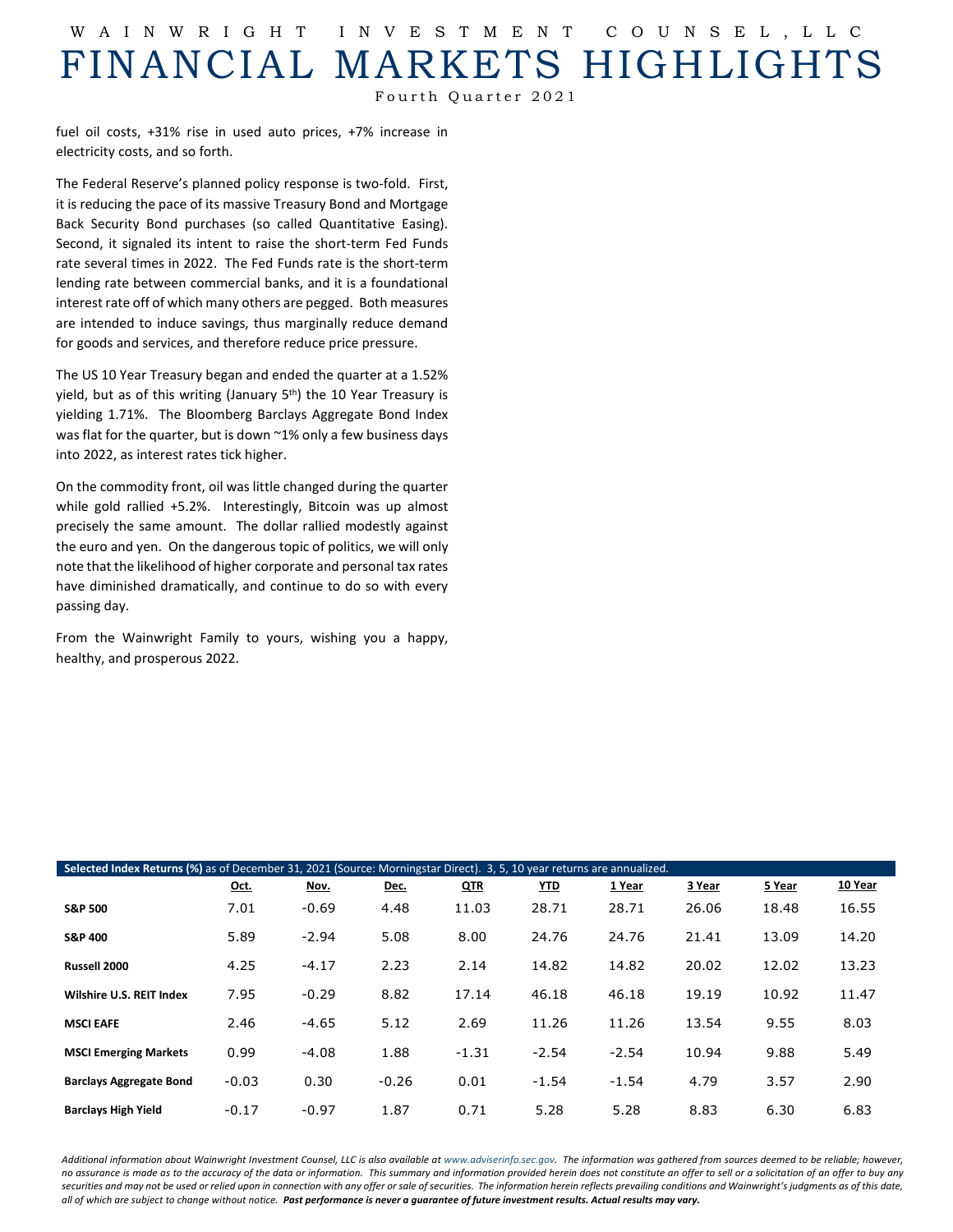fuel oil costs, +31% rise in used auto prices, +7% increase in electricity costs, and so forth.

The Federal Reserve's planned policy response is two-fold. First, it is reducing the pace of its massive Treasury Bond and Mortgage Back Security Bond purchases (so called Quantitative Easing). Second, it signaled its intent to raise the short-term Fed Funds rate several times in 2022. The Fed Funds rate is the short-term lending rate between commercial banks, and it is a foundational interest rate off of which many others are pegged. Both measures are intended to induce savings, thus marginally reduce demand for goods and services, and therefore reduce price pressure.

The US 10 Year Treasury began and ended the quarter at a 1.52% yield, but as of this writing (January 5th) the 10 Year Treasury is yielding 1.71%. The Bloomberg Barclays Aggregate Bond Index was flat for the quarter, but is down ~1% only a few business days into 2022, as interest rates tick higher.

On the commodity front, oil was little changed during the quarter while gold rallied +5.2%. Interestingly, Bitcoin was up almost precisely the same amount. The dollar rallied modestly against the euro and yen. On the dangerous topic of politics, we will only note that the likelihood of higher corporate and personal tax rates have diminished dramatically, and continue to do so with every passing day.

From the Wainwright Family to yours, wishing you a happy, healthy, and prosperous 2022.

**Selected Index Returns (%)** as of December 31, 2021 (Source: Morningstar Direct). 3, 5, 10 year returns are annualized.

| | Oct. | Nov. | Dec. | QTR | YTD | 1 Year | 3 Year | 5 Year | 10 Year |
|---|---|---|---|---|---|---|---|---|---|
| **S&P 500** | 7.01 | -0.69 | 4.48 | 11.03 | 28.71 | 28.71 | 26.06 | 18.48 | 16.55 |
| **S&P 400** | 5.89 | -2.94 | 5.08 | 8.00 | 24.76 | 24.76 | 21.41 | 13.09 | 14.20 |
| **Russell 2000** | 4.25 | -4.17 | 2.23 | 2.14 | 14.82 | 14.82 | 20.02 | 12.02 | 13.23 |
| **Wilshire U.S. REIT Index** | 7.95 | -0.29 | 8.82 | 17.14 | 46.18 | 46.18 | 19.19 | 10.92 | 11.47 |
| **MSCI EAFE** | 2.46 | -4.65 | 5.12 | 2.69 | 11.26 | 11.26 | 13.54 | 9.55 | 8.03 |
| **MSCI Emerging Markets** | 0.99 | -4.08 | 1.88 | -1.31 | -2.54 | -2.54 | 10.94 | 9.88 | 5.49 |
| **Barclays Aggregate Bond** | -0.03 | 0.30 | -0.26 | 0.01 | -1.54 | -1.54 | 4.79 | 3.57 | 2.90 |
| **Barclays High Yield** | -0.17 | -0.97 | 1.87 | 0.71 | 5.28 | 5.28 | 8.83 | 6.30 | 6.83 |

*Additional information about Wainwright Investment Counsel, LLC is also available at www.adviserinfo.sec.gov. The information was gathered from sources deemed to be reliable; however, no assurance is made as to the accuracy of the data or information. This summary and information provided herein does not constitute an offer to sell or a solicitation of an offer to buy any securities and may not be used or relied upon in connection with any offer or sale of securities. The information herein reflects prevailing conditions and Wainwright's judgments as of this date, all of which are subject to change without notice.* ***Past performance is never a guarantee of future investment results. Actual results may vary.***